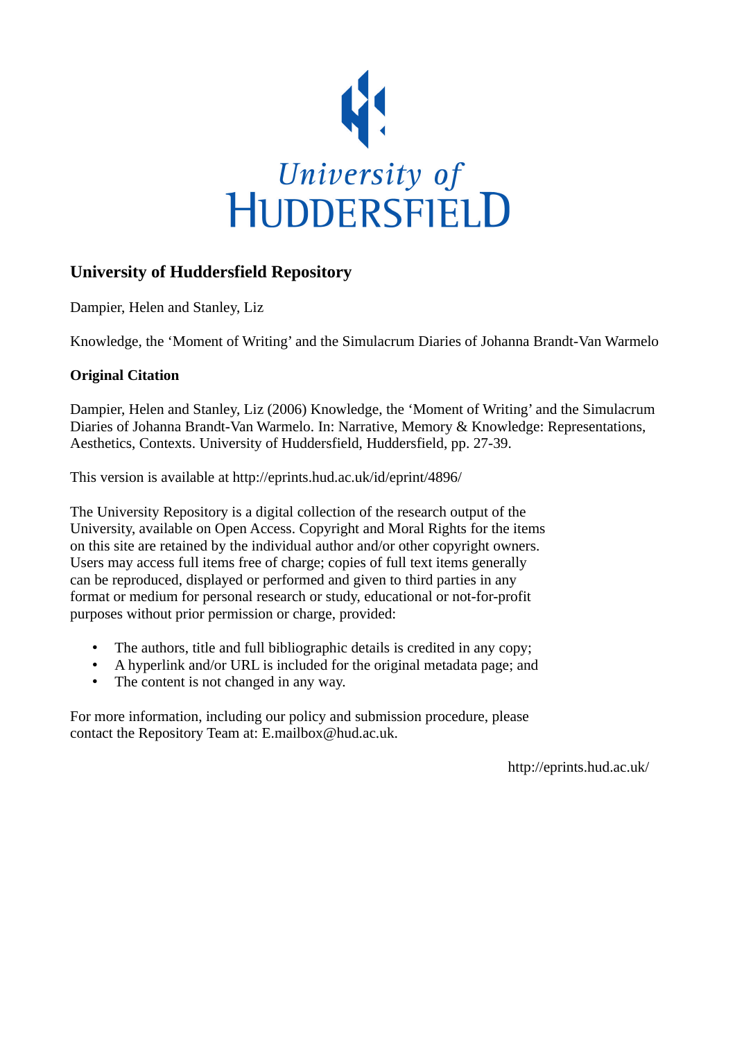University of HUDDERSFIELD

## University of Huddersfield Repository

Dampier, Helen and Stanley, Liz

Knowledge, the 'Moment of Writing' and the Simulacrum Diaries of Johanna Brandt-Van Warmelo

### Original Citation

Dampier, Helen and Stanley, Liz (2006) Knowledge, the 'Moment of Writing' and the Simulacrum Diaries of Johanna Brandt-Van Warmelo. In: Narrative, Memory & Knowledge: Representations, Aesthetics, Contexts. University of Huddersfield, Huddersfield, pp. 27-39.

This version is available at http://eprints.hud.ac.uk/id/eprint/4896/

The University Repository is a digital collection of the research output of the University, available on Open Access. Copyright and Moral Rights for the items on this site are retained by the individual author and/or other copyright owners. Users may access full items free of charge; copies of full text items generally can be reproduced, displayed or performed and given to third parties in any format or medium for personal research or study, educational or not-for-profit purposes without prior permission or charge, provided:

- The authors, title and full bibliographic details is credited in any copy;
- A hyperlink and/or URL is included for the original metadata page; and
- The content is not changed in any way.

For more information, including our policy and submission procedure, please contact the Repository Team at: E.mailbox@hud.ac.uk.

http://eprints.hud.ac.uk/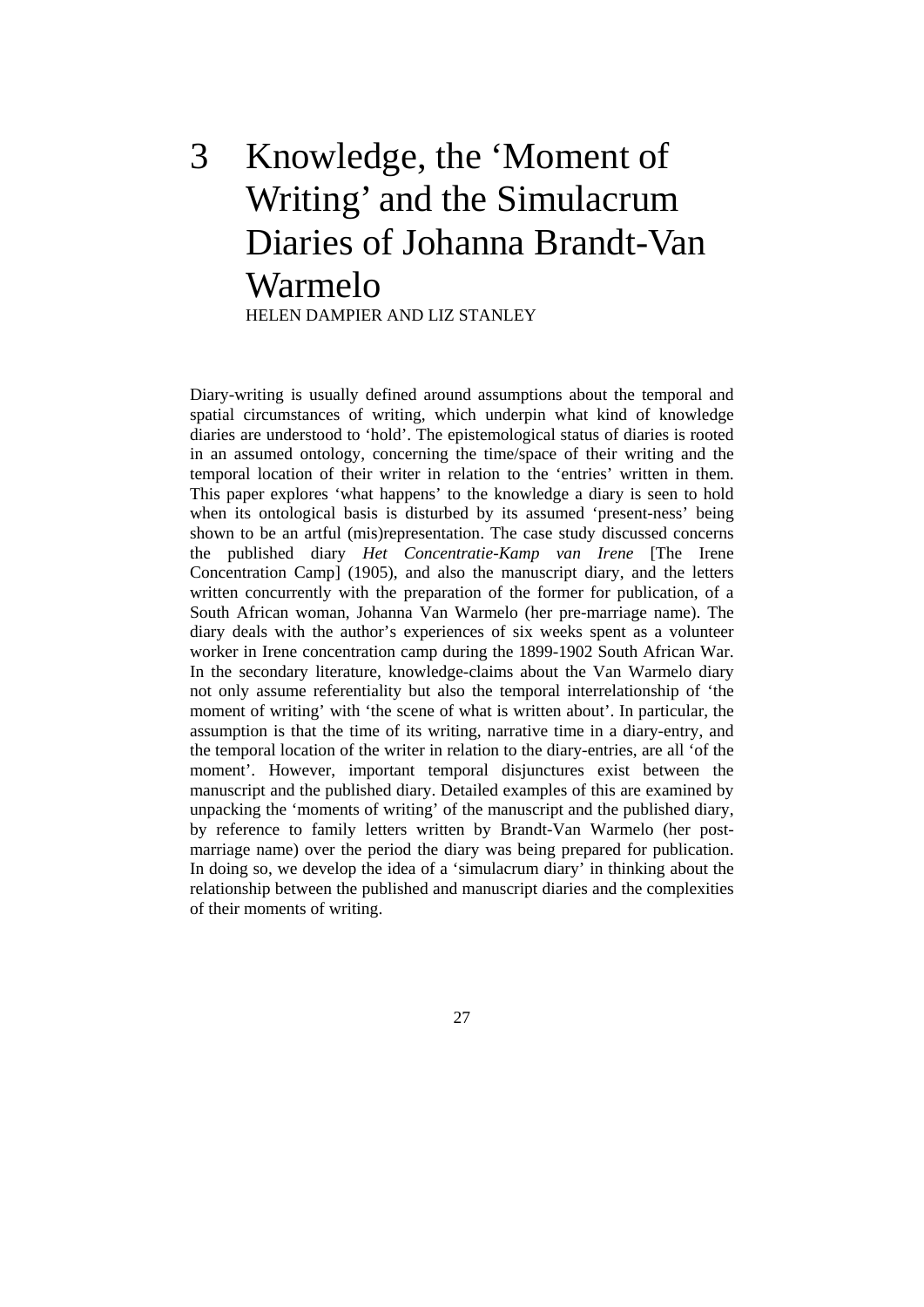# 3 Knowledge, the 'Moment of Writing' and the Simulacrum Diaries of Johanna Brandt-Van Warmelo

HELEN DAMPIER AND LIZ STANLEY

Diary-writing is usually defined around assumptions about the temporal and spatial circumstances of writing, which underpin what kind of knowledge diaries are understood to 'hold'. The epistemological status of diaries is rooted in an assumed ontology, concerning the time/space of their writing and the temporal location of their writer in relation to the 'entries' written in them. This paper explores 'what happens' to the knowledge a diary is seen to hold when its ontological basis is disturbed by its assumed 'present-ness' being shown to be an artful (mis)representation. The case study discussed concerns the published diary *Het Concentratie-Kamp van Irene* [The Irene Concentration Camp] (1905), and also the manuscript diary, and the letters written concurrently with the preparation of the former for publication, of a South African woman, Johanna Van Warmelo (her pre-marriage name). The diary deals with the author's experiences of six weeks spent as a volunteer worker in Irene concentration camp during the 1899-1902 South African War. In the secondary literature, knowledge-claims about the Van Warmelo diary not only assume referentiality but also the temporal interrelationship of 'the moment of writing' with 'the scene of what is written about'. In particular, the assumption is that the time of its writing, narrative time in a diary-entry, and the temporal location of the writer in relation to the diary-entries, are all 'of the moment'. However, important temporal disjunctures exist between the manuscript and the published diary. Detailed examples of this are examined by unpacking the 'moments of writing' of the manuscript and the published diary, by reference to family letters written by Brandt-Van Warmelo (her post-marriage name) over the period the diary was being prepared for publication. In doing so, we develop the idea of a 'simulacrum diary' in thinking about the relationship between the published and manuscript diaries and the complexities of their moments of writing.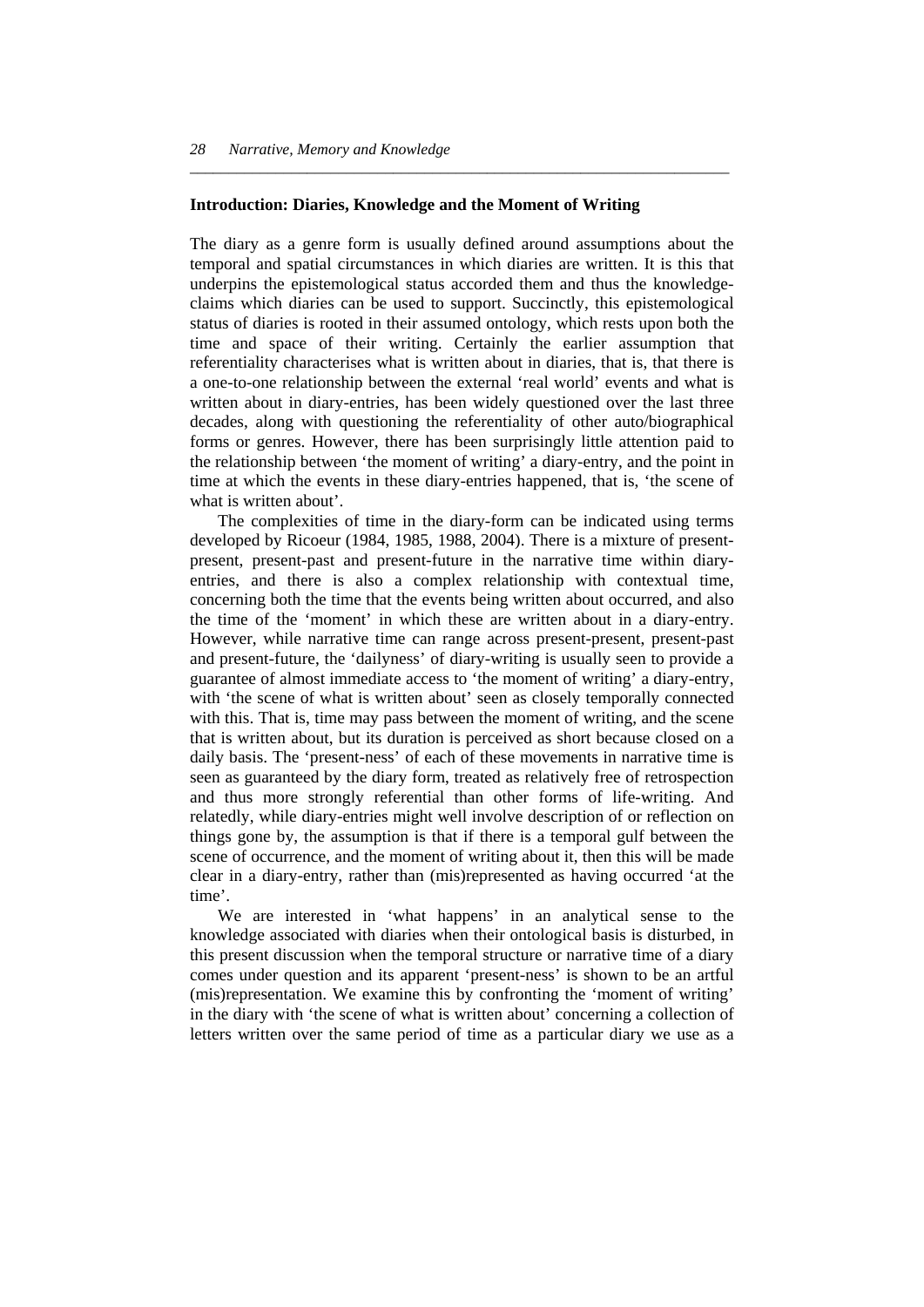### Introduction: Diaries, Knowledge and the Moment of Writing

The diary as a genre form is usually defined around assumptions about the temporal and spatial circumstances in which diaries are written. It is this that underpins the epistemological status accorded them and thus the knowledge-claims which diaries can be used to support. Succinctly, this epistemological status of diaries is rooted in their assumed ontology, which rests upon both the time and space of their writing. Certainly the earlier assumption that referentiality characterises what is written about in diaries, that is, that there is a one-to-one relationship between the external 'real world' events and what is written about in diary-entries, has been widely questioned over the last three decades, along with questioning the referentiality of other auto/biographical forms or genres. However, there has been surprisingly little attention paid to the relationship between 'the moment of writing' a diary-entry, and the point in time at which the events in these diary-entries happened, that is, 'the scene of what is written about'.

The complexities of time in the diary-form can be indicated using terms developed by Ricoeur (1984, 1985, 1988, 2004). There is a mixture of present-present, present-past and present-future in the narrative time within diary-entries, and there is also a complex relationship with contextual time, concerning both the time that the events being written about occurred, and also the time of the 'moment' in which these are written about in a diary-entry. However, while narrative time can range across present-present, present-past and present-future, the 'dailyness' of diary-writing is usually seen to provide a guarantee of almost immediate access to 'the moment of writing' a diary-entry, with 'the scene of what is written about' seen as closely temporally connected with this. That is, time may pass between the moment of writing, and the scene that is written about, but its duration is perceived as short because closed on a daily basis. The 'present-ness' of each of these movements in narrative time is seen as guaranteed by the diary form, treated as relatively free of retrospection and thus more strongly referential than other forms of life-writing. And relatedly, while diary-entries might well involve description of or reflection on things gone by, the assumption is that if there is a temporal gulf between the scene of occurrence, and the moment of writing about it, then this will be made clear in a diary-entry, rather than (mis)represented as having occurred 'at the time'.

We are interested in 'what happens' in an analytical sense to the knowledge associated with diaries when their ontological basis is disturbed, in this present discussion when the temporal structure or narrative time of a diary comes under question and its apparent 'present-ness' is shown to be an artful (mis)representation. We examine this by confronting the 'moment of writing' in the diary with 'the scene of what is written about' concerning a collection of letters written over the same period of time as a particular diary we use as a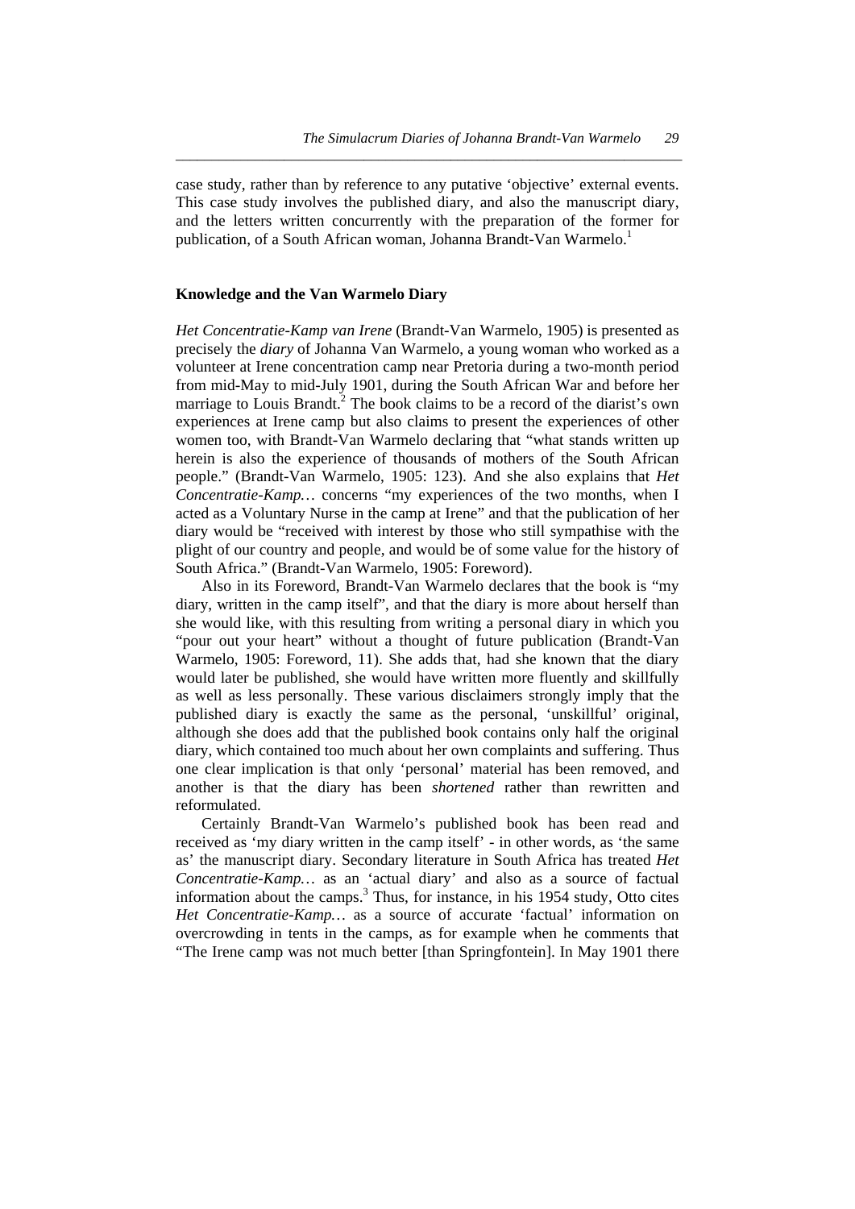case study, rather than by reference to any putative 'objective' external events. This case study involves the published diary, and also the manuscript diary, and the letters written concurrently with the preparation of the former for publication, of a South African woman, Johanna Brandt-Van Warmelo.[1]

## Knowledge and the Van Warmelo Diary

*Het Concentratie-Kamp van Irene* (Brandt-Van Warmelo, 1905) is presented as precisely the *diary* of Johanna Van Warmelo, a young woman who worked as a volunteer at Irene concentration camp near Pretoria during a two-month period from mid-May to mid-July 1901, during the South African War and before her marriage to Louis Brandt.[2] The book claims to be a record of the diarist's own experiences at Irene camp but also claims to present the experiences of other women too, with Brandt-Van Warmelo declaring that "what stands written up herein is also the experience of thousands of mothers of the South African people." (Brandt-Van Warmelo, 1905: 123). And she also explains that *Het Concentratie-Kamp…* concerns "my experiences of the two months, when I acted as a Voluntary Nurse in the camp at Irene" and that the publication of her diary would be "received with interest by those who still sympathise with the plight of our country and people, and would be of some value for the history of South Africa." (Brandt-Van Warmelo, 1905: Foreword).

Also in its Foreword, Brandt-Van Warmelo declares that the book is "my diary, written in the camp itself", and that the diary is more about herself than she would like, with this resulting from writing a personal diary in which you "pour out your heart" without a thought of future publication (Brandt-Van Warmelo, 1905: Foreword, 11). She adds that, had she known that the diary would later be published, she would have written more fluently and skillfully as well as less personally. These various disclaimers strongly imply that the published diary is exactly the same as the personal, 'unskillful' original, although she does add that the published book contains only half the original diary, which contained too much about her own complaints and suffering. Thus one clear implication is that only 'personal' material has been removed, and another is that the diary has been *shortened* rather than rewritten and reformulated.

Certainly Brandt-Van Warmelo's published book has been read and received as 'my diary written in the camp itself' - in other words, as 'the same as' the manuscript diary. Secondary literature in South Africa has treated *Het Concentratie-Kamp…* as an 'actual diary' and also as a source of factual information about the camps.[3] Thus, for instance, in his 1954 study, Otto cites *Het Concentratie-Kamp…* as a source of accurate 'factual' information on overcrowding in tents in the camps, as for example when he comments that "The Irene camp was not much better [than Springfontein]. In May 1901 there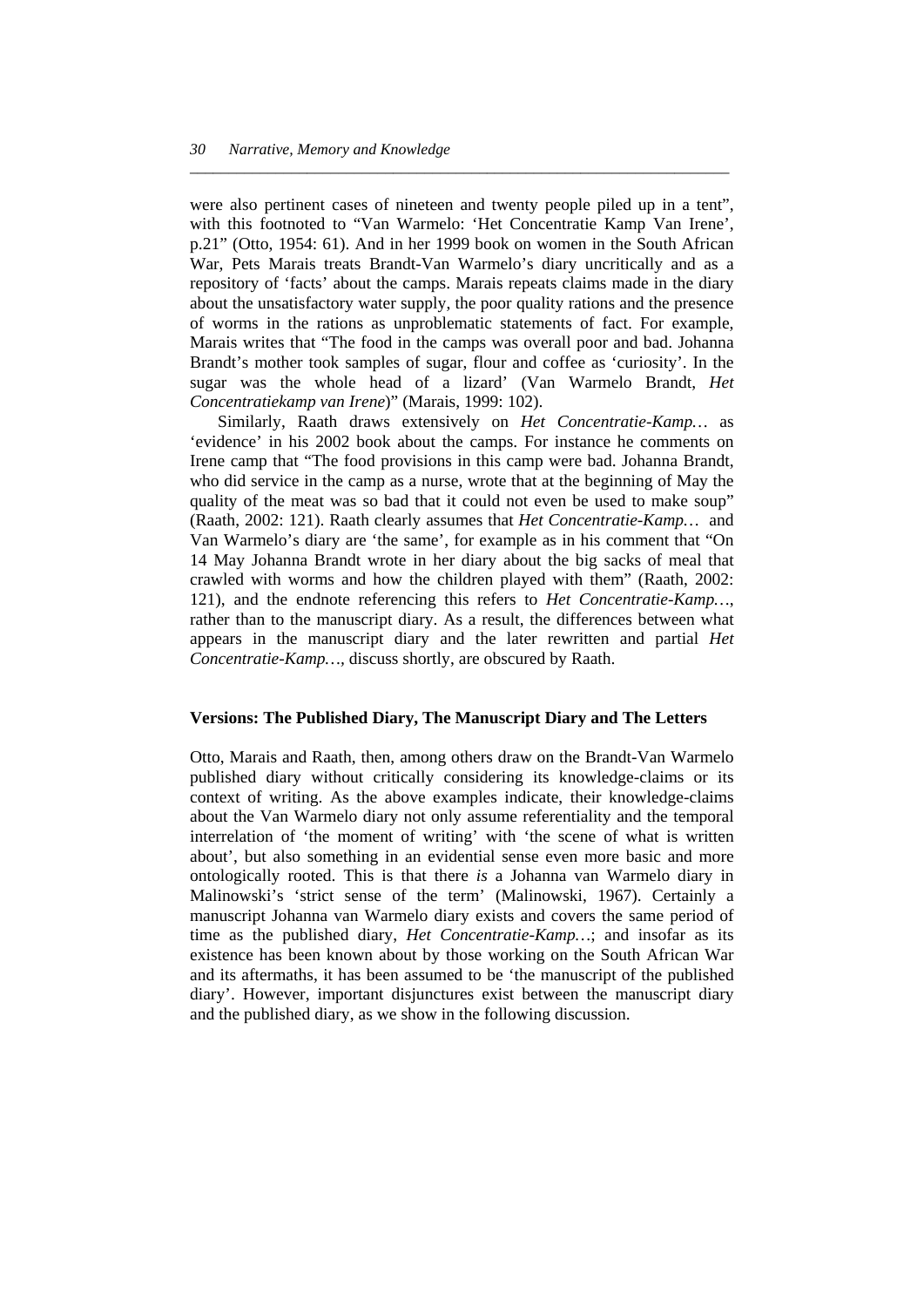were also pertinent cases of nineteen and twenty people piled up in a tent", with this footnoted to "Van Warmelo: 'Het Concentratie Kamp Van Irene', p.21" (Otto, 1954: 61). And in her 1999 book on women in the South African War, Pets Marais treats Brandt-Van Warmelo's diary uncritically and as a repository of 'facts' about the camps. Marais repeats claims made in the diary about the unsatisfactory water supply, the poor quality rations and the presence of worms in the rations as unproblematic statements of fact. For example, Marais writes that "The food in the camps was overall poor and bad. Johanna Brandt's mother took samples of sugar, flour and coffee as 'curiosity'. In the sugar was the whole head of a lizard' (Van Warmelo Brandt, *Het Concentratiekamp van Irene*)" (Marais, 1999: 102).

Similarly, Raath draws extensively on *Het Concentratie-Kamp…* as 'evidence' in his 2002 book about the camps. For instance he comments on Irene camp that "The food provisions in this camp were bad. Johanna Brandt, who did service in the camp as a nurse, wrote that at the beginning of May the quality of the meat was so bad that it could not even be used to make soup" (Raath, 2002: 121). Raath clearly assumes that *Het Concentratie-Kamp…* and Van Warmelo's diary are 'the same', for example as in his comment that "On 14 May Johanna Brandt wrote in her diary about the big sacks of meal that crawled with worms and how the children played with them" (Raath, 2002: 121), and the endnote referencing this refers to *Het Concentratie-Kamp…*, rather than to the manuscript diary. As a result, the differences between what appears in the manuscript diary and the later rewritten and partial *Het Concentratie-Kamp…*, discuss shortly, are obscured by Raath.

## Versions: The Published Diary, The Manuscript Diary and The Letters

Otto, Marais and Raath, then, among others draw on the Brandt-Van Warmelo published diary without critically considering its knowledge-claims or its context of writing. As the above examples indicate, their knowledge-claims about the Van Warmelo diary not only assume referentiality and the temporal interrelation of 'the moment of writing' with 'the scene of what is written about', but also something in an evidential sense even more basic and more ontologically rooted. This is that there *is* a Johanna van Warmelo diary in Malinowski's 'strict sense of the term' (Malinowski, 1967). Certainly a manuscript Johanna van Warmelo diary exists and covers the same period of time as the published diary, *Het Concentratie-Kamp…*; and insofar as its existence has been known about by those working on the South African War and its aftermaths, it has been assumed to be 'the manuscript of the published diary'. However, important disjunctures exist between the manuscript diary and the published diary, as we show in the following discussion.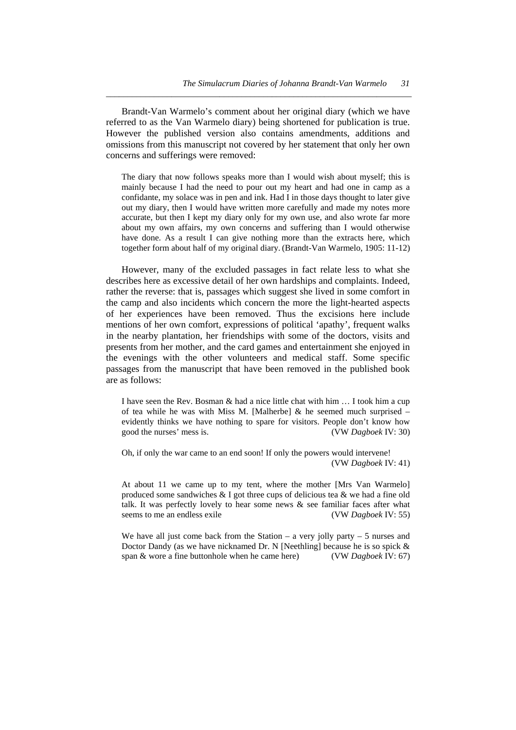Brandt-Van Warmelo's comment about her original diary (which we have referred to as the Van Warmelo diary) being shortened for publication is true. However the published version also contains amendments, additions and omissions from this manuscript not covered by her statement that only her own concerns and sufferings were removed:

> The diary that now follows speaks more than I would wish about myself; this is mainly because I had the need to pour out my heart and had one in camp as a confidante, my solace was in pen and ink. Had I in those days thought to later give out my diary, then I would have written more carefully and made my notes more accurate, but then I kept my diary only for my own use, and also wrote far more about my own affairs, my own concerns and suffering than I would otherwise have done. As a result I can give nothing more than the extracts here, which together form about half of my original diary. (Brandt-Van Warmelo, 1905: 11-12)

However, many of the excluded passages in fact relate less to what she describes here as excessive detail of her own hardships and complaints. Indeed, rather the reverse: that is, passages which suggest she lived in some comfort in the camp and also incidents which concern the more the light-hearted aspects of her experiences have been removed. Thus the excisions here include mentions of her own comfort, expressions of political 'apathy', frequent walks in the nearby plantation, her friendships with some of the doctors, visits and presents from her mother, and the card games and entertainment she enjoyed in the evenings with the other volunteers and medical staff. Some specific passages from the manuscript that have been removed in the published book are as follows:

> I have seen the Rev. Bosman & had a nice little chat with him … I took him a cup of tea while he was with Miss M. [Malherbe] & he seemed much surprised – evidently thinks we have nothing to spare for visitors. People don't know how good the nurses' mess is. (VW *Dagboek* IV: 30)

> Oh, if only the war came to an end soon! If only the powers would intervene! (VW *Dagboek* IV: 41)

> At about 11 we came up to my tent, where the mother [Mrs Van Warmelo] produced some sandwiches & I got three cups of delicious tea & we had a fine old talk. It was perfectly lovely to hear some news & see familiar faces after what seems to me an endless exile (VW *Dagboek* IV: 55)

> We have all just come back from the Station – a very jolly party – 5 nurses and Doctor Dandy (as we have nicknamed Dr. N [Neethling] because he is so spick & span & wore a fine buttonhole when he came here) (VW *Dagboek* IV: 67)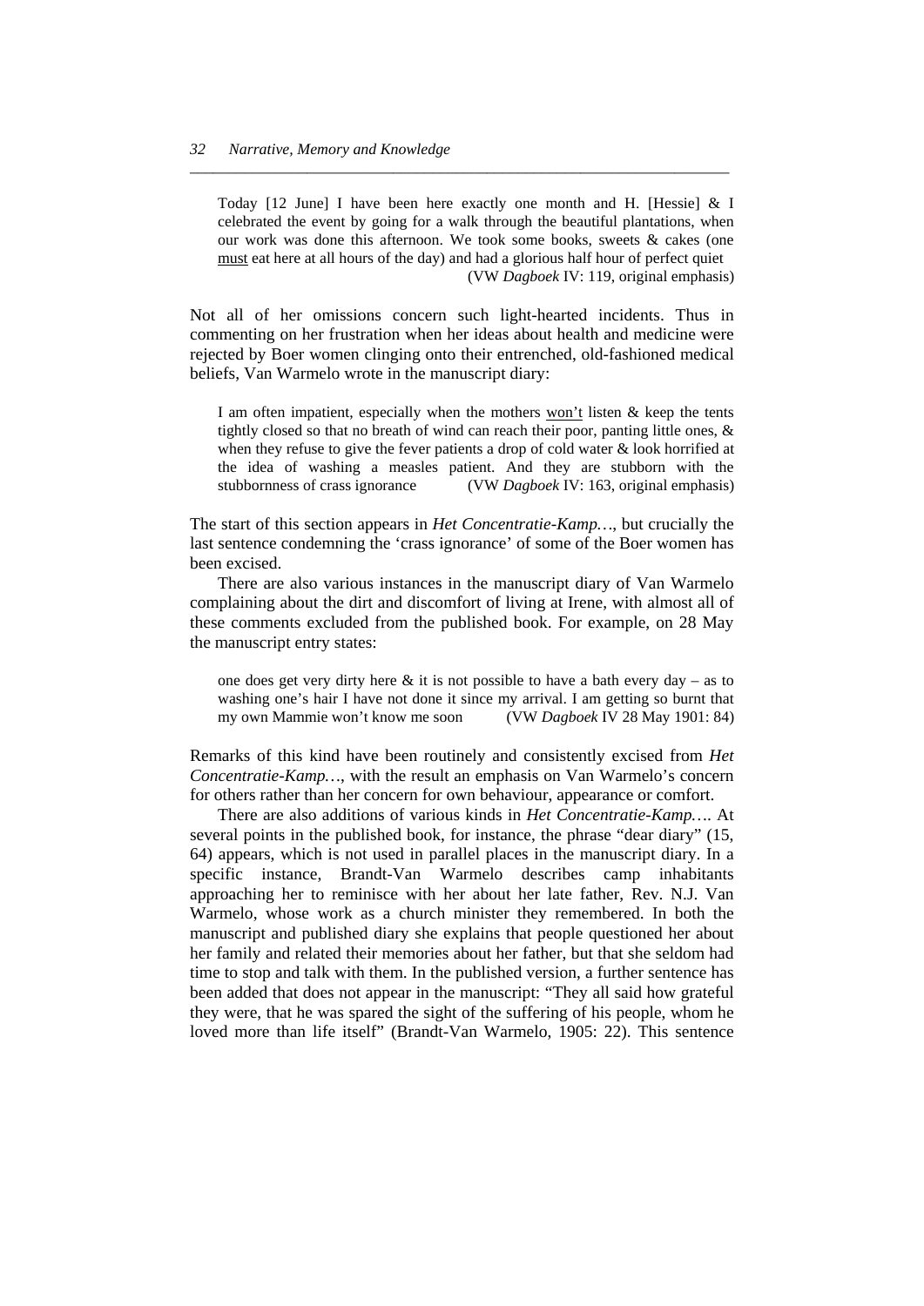> Today [12 June] I have been here exactly one month and H. [Hessie] & I celebrated the event by going for a walk through the beautiful plantations, when our work was done this afternoon. We took some books, sweets & cakes (one <u>must</u> eat here at all hours of the day) and had a glorious half hour of perfect quiet (VW *Dagboek* IV: 119, original emphasis)

Not all of her omissions concern such light-hearted incidents. Thus in commenting on her frustration when her ideas about health and medicine were rejected by Boer women clinging onto their entrenched, old-fashioned medical beliefs, Van Warmelo wrote in the manuscript diary:

> I am often impatient, especially when the mothers <u>won't</u> listen & keep the tents tightly closed so that no breath of wind can reach their poor, panting little ones, & when they refuse to give the fever patients a drop of cold water & look horrified at the idea of washing a measles patient. And they are stubborn with the stubbornness of crass ignorance (VW *Dagboek* IV: 163, original emphasis)

The start of this section appears in *Het Concentratie-Kamp…*, but crucially the last sentence condemning the 'crass ignorance' of some of the Boer women has been excised.

There are also various instances in the manuscript diary of Van Warmelo complaining about the dirt and discomfort of living at Irene, with almost all of these comments excluded from the published book. For example, on 28 May the manuscript entry states:

> one does get very dirty here & it is not possible to have a bath every day – as to washing one's hair I have not done it since my arrival. I am getting so burnt that my own Mammie won't know me soon (VW *Dagboek* IV 28 May 1901: 84)

Remarks of this kind have been routinely and consistently excised from *Het Concentratie-Kamp…*, with the result an emphasis on Van Warmelo's concern for others rather than her concern for own behaviour, appearance or comfort.

There are also additions of various kinds in *Het Concentratie-Kamp…*. At several points in the published book, for instance, the phrase "dear diary" (15, 64) appears, which is not used in parallel places in the manuscript diary. In a specific instance, Brandt-Van Warmelo describes camp inhabitants approaching her to reminisce with her about her late father, Rev. N.J. Van Warmelo, whose work as a church minister they remembered. In both the manuscript and published diary she explains that people questioned her about her family and related their memories about her father, but that she seldom had time to stop and talk with them. In the published version, a further sentence has been added that does not appear in the manuscript: "They all said how grateful they were, that he was spared the sight of the suffering of his people, whom he loved more than life itself" (Brandt-Van Warmelo, 1905: 22). This sentence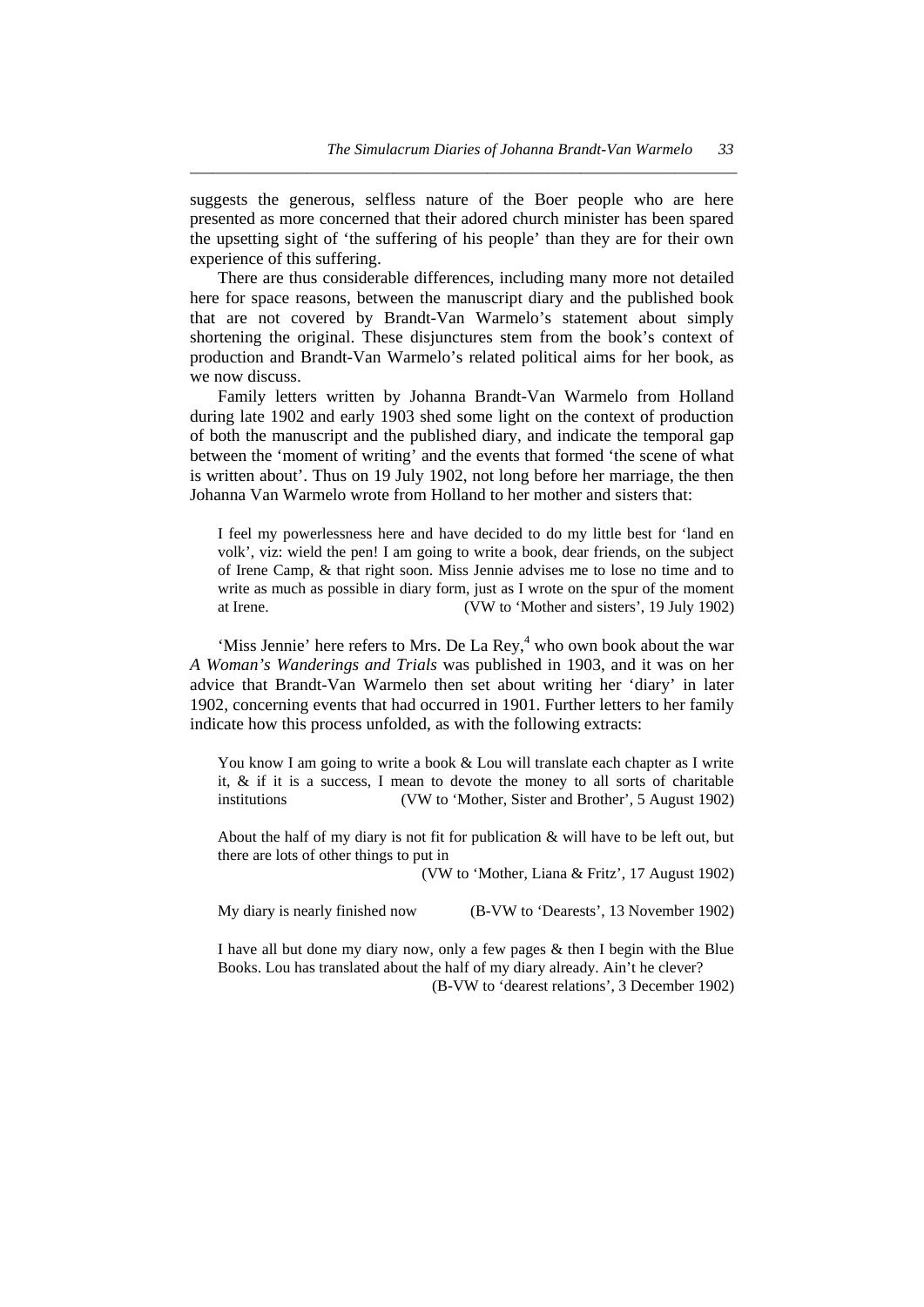suggests the generous, selfless nature of the Boer people who are here presented as more concerned that their adored church minister has been spared the upsetting sight of 'the suffering of his people' than they are for their own experience of this suffering.

There are thus considerable differences, including many more not detailed here for space reasons, between the manuscript diary and the published book that are not covered by Brandt-Van Warmelo's statement about simply shortening the original. These disjunctures stem from the book's context of production and Brandt-Van Warmelo's related political aims for her book, as we now discuss.

Family letters written by Johanna Brandt-Van Warmelo from Holland during late 1902 and early 1903 shed some light on the context of production of both the manuscript and the published diary, and indicate the temporal gap between the 'moment of writing' and the events that formed 'the scene of what is written about'. Thus on 19 July 1902, not long before her marriage, the then Johanna Van Warmelo wrote from Holland to her mother and sisters that:

> I feel my powerlessness here and have decided to do my little best for 'land en volk', viz: wield the pen! I am going to write a book, dear friends, on the subject of Irene Camp, & that right soon. Miss Jennie advises me to lose no time and to write as much as possible in diary form, just as I wrote on the spur of the moment at Irene. (VW to 'Mother and sisters', 19 July 1902)

'Miss Jennie' here refers to Mrs. De La Rey,[4] who own book about the war *A Woman's Wanderings and Trials* was published in 1903, and it was on her advice that Brandt-Van Warmelo then set about writing her 'diary' in later 1902, concerning events that had occurred in 1901. Further letters to her family indicate how this process unfolded, as with the following extracts:

> You know I am going to write a book & Lou will translate each chapter as I write it, & if it is a success, I mean to devote the money to all sorts of charitable institutions (VW to 'Mother, Sister and Brother', 5 August 1902)

> About the half of my diary is not fit for publication & will have to be left out, but there are lots of other things to put in
> (VW to 'Mother, Liana & Fritz', 17 August 1902)

> My diary is nearly finished now (B-VW to 'Dearests', 13 November 1902)

> I have all but done my diary now, only a few pages & then I begin with the Blue Books. Lou has translated about the half of my diary already. Ain't he clever?
> (B-VW to 'dearest relations', 3 December 1902)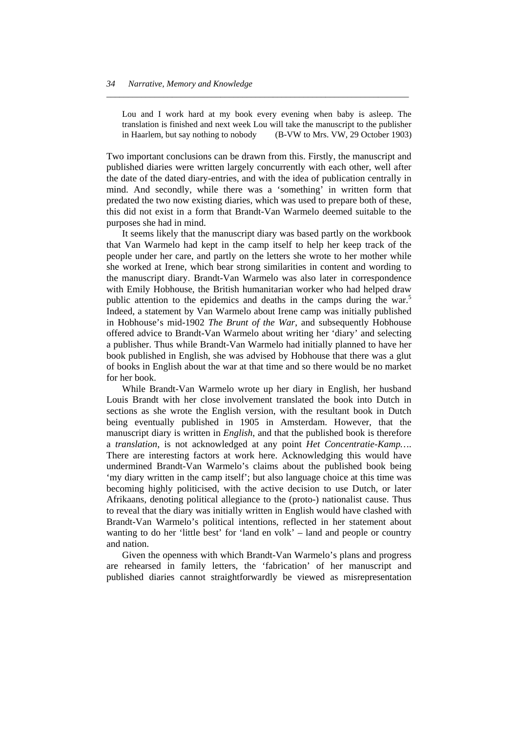> Lou and I work hard at my book every evening when baby is asleep. The translation is finished and next week Lou will take the manuscript to the publisher in Haarlem, but say nothing to nobody (B-VW to Mrs. VW, 29 October 1903)

Two important conclusions can be drawn from this. Firstly, the manuscript and published diaries were written largely concurrently with each other, well after the date of the dated diary-entries, and with the idea of publication centrally in mind. And secondly, while there was a 'something' in written form that predated the two now existing diaries, which was used to prepare both of these, this did not exist in a form that Brandt-Van Warmelo deemed suitable to the purposes she had in mind.

It seems likely that the manuscript diary was based partly on the workbook that Van Warmelo had kept in the camp itself to help her keep track of the people under her care, and partly on the letters she wrote to her mother while she worked at Irene, which bear strong similarities in content and wording to the manuscript diary. Brandt-Van Warmelo was also later in correspondence with Emily Hobhouse, the British humanitarian worker who had helped draw public attention to the epidemics and deaths in the camps during the war.[5] Indeed, a statement by Van Warmelo about Irene camp was initially published in Hobhouse's mid-1902 *The Brunt of the War*, and subsequently Hobhouse offered advice to Brandt-Van Warmelo about writing her 'diary' and selecting a publisher. Thus while Brandt-Van Warmelo had initially planned to have her book published in English, she was advised by Hobhouse that there was a glut of books in English about the war at that time and so there would be no market for her book.

While Brandt-Van Warmelo wrote up her diary in English, her husband Louis Brandt with her close involvement translated the book into Dutch in sections as she wrote the English version, with the resultant book in Dutch being eventually published in 1905 in Amsterdam. However, that the manuscript diary is written in *English*, and that the published book is therefore a *translation*, is not acknowledged at any point *Het Concentratie-Kamp….* There are interesting factors at work here. Acknowledging this would have undermined Brandt-Van Warmelo's claims about the published book being 'my diary written in the camp itself'; but also language choice at this time was becoming highly politicised, with the active decision to use Dutch, or later Afrikaans, denoting political allegiance to the (proto-) nationalist cause. Thus to reveal that the diary was initially written in English would have clashed with Brandt-Van Warmelo's political intentions, reflected in her statement about wanting to do her 'little best' for 'land en volk' – land and people or country and nation.

Given the openness with which Brandt-Van Warmelo's plans and progress are rehearsed in family letters, the 'fabrication' of her manuscript and published diaries cannot straightforwardly be viewed as misrepresentation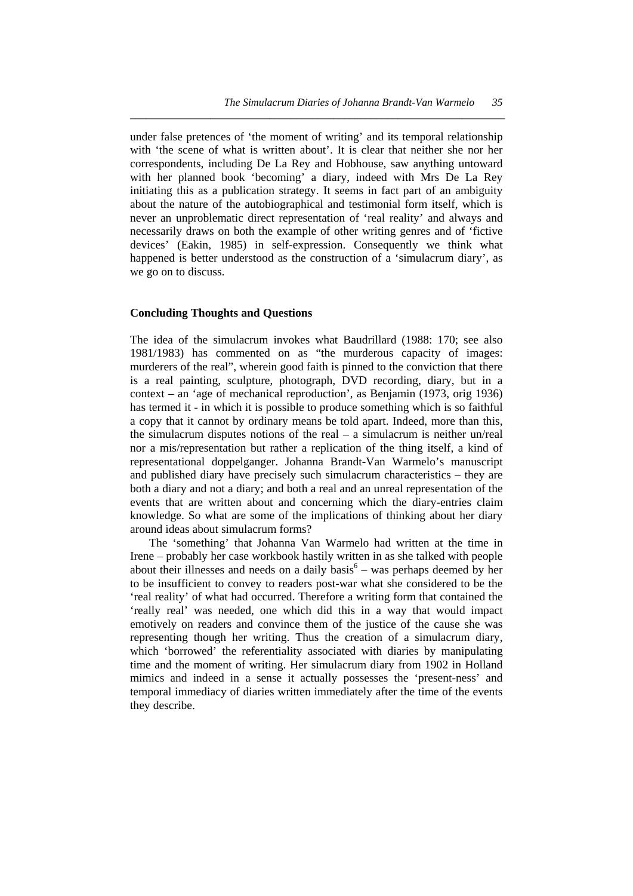under false pretences of 'the moment of writing' and its temporal relationship with 'the scene of what is written about'. It is clear that neither she nor her correspondents, including De La Rey and Hobhouse, saw anything untoward with her planned book 'becoming' a diary, indeed with Mrs De La Rey initiating this as a publication strategy. It seems in fact part of an ambiguity about the nature of the autobiographical and testimonial form itself, which is never an unproblematic direct representation of 'real reality' and always and necessarily draws on both the example of other writing genres and of 'fictive devices' (Eakin, 1985) in self-expression. Consequently we think what happened is better understood as the construction of a 'simulacrum diary', as we go on to discuss.

## Concluding Thoughts and Questions

The idea of the simulacrum invokes what Baudrillard (1988: 170; see also 1981/1983) has commented on as "the murderous capacity of images: murderers of the real", wherein good faith is pinned to the conviction that there is a real painting, sculpture, photograph, DVD recording, diary, but in a context – an 'age of mechanical reproduction', as Benjamin (1973, orig 1936) has termed it - in which it is possible to produce something which is so faithful a copy that it cannot by ordinary means be told apart. Indeed, more than this, the simulacrum disputes notions of the real – a simulacrum is neither un/real nor a mis/representation but rather a replication of the thing itself, a kind of representational doppelganger. Johanna Brandt-Van Warmelo's manuscript and published diary have precisely such simulacrum characteristics – they are both a diary and not a diary; and both a real and an unreal representation of the events that are written about and concerning which the diary-entries claim knowledge. So what are some of the implications of thinking about her diary around ideas about simulacrum forms?

The 'something' that Johanna Van Warmelo had written at the time in Irene – probably her case workbook hastily written in as she talked with people about their illnesses and needs on a daily basis[6] – was perhaps deemed by her to be insufficient to convey to readers post-war what she considered to be the 'real reality' of what had occurred. Therefore a writing form that contained the 'really real' was needed, one which did this in a way that would impact emotively on readers and convince them of the justice of the cause she was representing though her writing. Thus the creation of a simulacrum diary, which 'borrowed' the referentiality associated with diaries by manipulating time and the moment of writing. Her simulacrum diary from 1902 in Holland mimics and indeed in a sense it actually possesses the 'present-ness' and temporal immediacy of diaries written immediately after the time of the events they describe.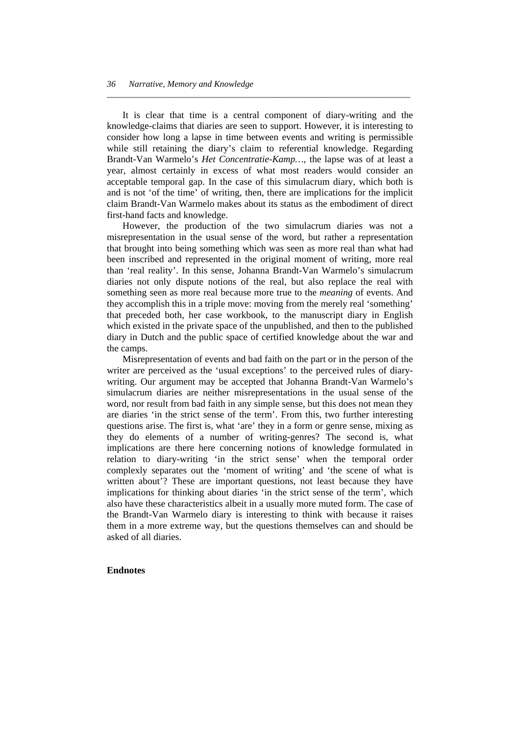It is clear that time is a central component of diary-writing and the knowledge-claims that diaries are seen to support. However, it is interesting to consider how long a lapse in time between events and writing is permissible while still retaining the diary's claim to referential knowledge. Regarding Brandt-Van Warmelo's *Het Concentratie-Kamp…*, the lapse was of at least a year, almost certainly in excess of what most readers would consider an acceptable temporal gap. In the case of this simulacrum diary, which both is and is not 'of the time' of writing, then, there are implications for the implicit claim Brandt-Van Warmelo makes about its status as the embodiment of direct first-hand facts and knowledge.

However, the production of the two simulacrum diaries was not a misrepresentation in the usual sense of the word, but rather a representation that brought into being something which was seen as more real than what had been inscribed and represented in the original moment of writing, more real than 'real reality'. In this sense, Johanna Brandt-Van Warmelo's simulacrum diaries not only dispute notions of the real, but also replace the real with something seen as more real because more true to the *meaning* of events. And they accomplish this in a triple move: moving from the merely real 'something' that preceded both, her case workbook, to the manuscript diary in English which existed in the private space of the unpublished, and then to the published diary in Dutch and the public space of certified knowledge about the war and the camps.

Misrepresentation of events and bad faith on the part or in the person of the writer are perceived as the 'usual exceptions' to the perceived rules of diary-writing. Our argument may be accepted that Johanna Brandt-Van Warmelo's simulacrum diaries are neither misrepresentations in the usual sense of the word, nor result from bad faith in any simple sense, but this does not mean they are diaries 'in the strict sense of the term'. From this, two further interesting questions arise. The first is, what 'are' they in a form or genre sense, mixing as they do elements of a number of writing-genres? The second is, what implications are there here concerning notions of knowledge formulated in relation to diary-writing 'in the strict sense' when the temporal order complexly separates out the 'moment of writing' and 'the scene of what is written about'? These are important questions, not least because they have implications for thinking about diaries 'in the strict sense of the term', which also have these characteristics albeit in a usually more muted form. The case of the Brandt-Van Warmelo diary is interesting to think with because it raises them in a more extreme way, but the questions themselves can and should be asked of all diaries.

**Endnotes**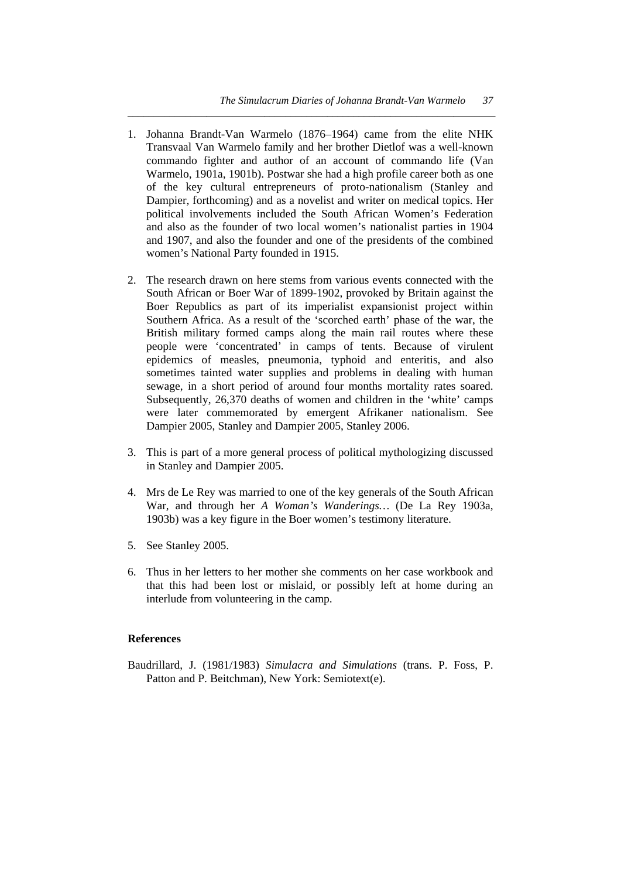1. Johanna Brandt-Van Warmelo (1876–1964) came from the elite NHK Transvaal Van Warmelo family and her brother Dietlof was a well-known commando fighter and author of an account of commando life (Van Warmelo, 1901a, 1901b). Postwar she had a high profile career both as one of the key cultural entrepreneurs of proto-nationalism (Stanley and Dampier, forthcoming) and as a novelist and writer on medical topics. Her political involvements included the South African Women's Federation and also as the founder of two local women's nationalist parties in 1904 and 1907, and also the founder and one of the presidents of the combined women's National Party founded in 1915.

2. The research drawn on here stems from various events connected with the South African or Boer War of 1899-1902, provoked by Britain against the Boer Republics as part of its imperialist expansionist project within Southern Africa. As a result of the 'scorched earth' phase of the war, the British military formed camps along the main rail routes where these people were 'concentrated' in camps of tents. Because of virulent epidemics of measles, pneumonia, typhoid and enteritis, and also sometimes tainted water supplies and problems in dealing with human sewage, in a short period of around four months mortality rates soared. Subsequently, 26,370 deaths of women and children in the 'white' camps were later commemorated by emergent Afrikaner nationalism. See Dampier 2005, Stanley and Dampier 2005, Stanley 2006.

3. This is part of a more general process of political mythologizing discussed in Stanley and Dampier 2005.

4. Mrs de Le Rey was married to one of the key generals of the South African War, and through her *A Woman's Wanderings…* (De La Rey 1903a, 1903b) was a key figure in the Boer women's testimony literature.

5. See Stanley 2005.

6. Thus in her letters to her mother she comments on her case workbook and that this had been lost or mislaid, or possibly left at home during an interlude from volunteering in the camp.

### References

Baudrillard, J. (1981/1983) *Simulacra and Simulations* (trans. P. Foss, P. Patton and P. Beitchman), New York: Semiotext(e).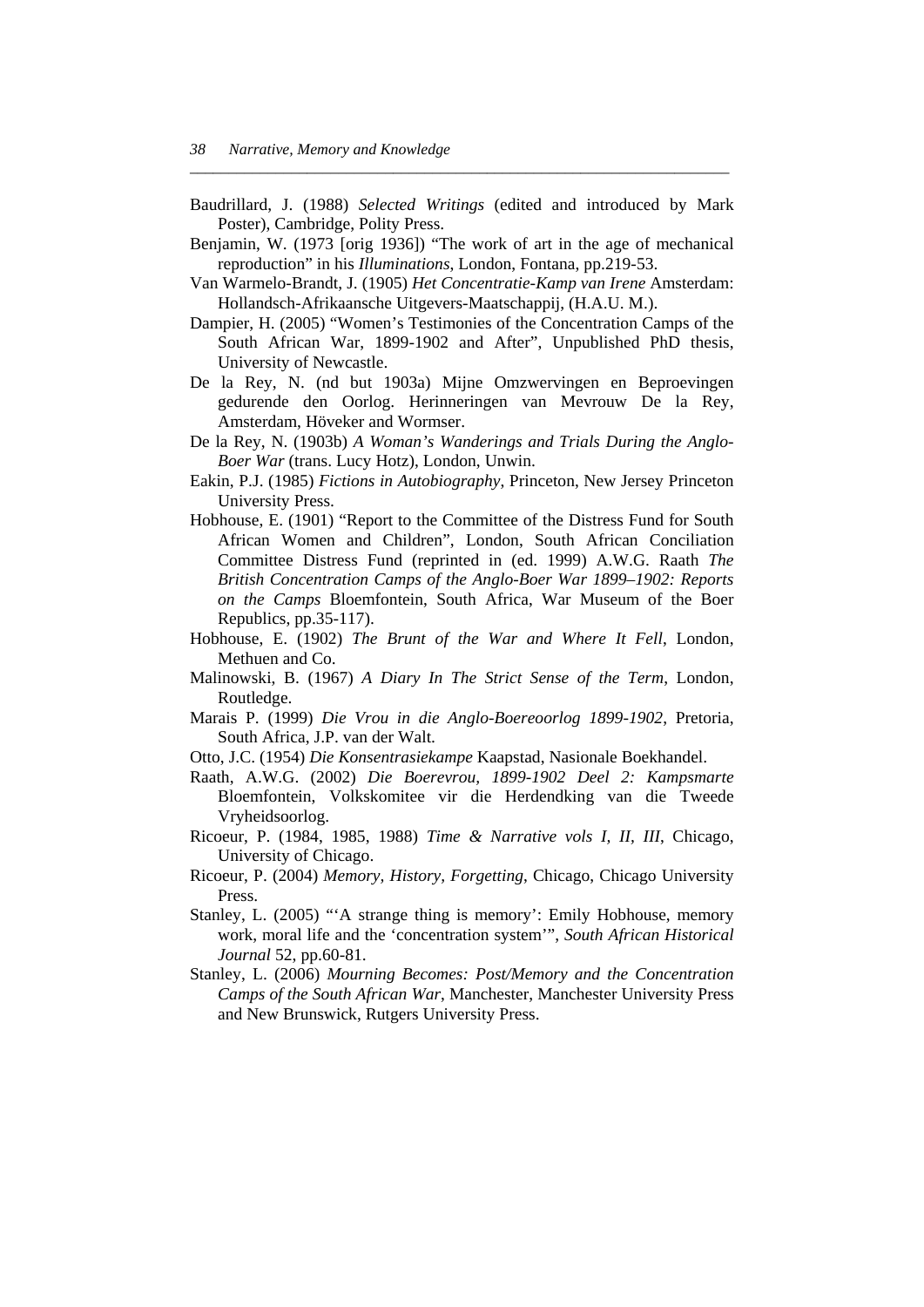Baudrillard, J. (1988) *Selected Writings* (edited and introduced by Mark Poster), Cambridge, Polity Press.

Benjamin, W. (1973 [orig 1936]) "The work of art in the age of mechanical reproduction" in his *Illuminations*, London, Fontana, pp.219-53.

Van Warmelo-Brandt, J. (1905) *Het Concentratie-Kamp van Irene* Amsterdam: Hollandsch-Afrikaansche Uitgevers-Maatschappij, (H.A.U. M.).

Dampier, H. (2005) "Women's Testimonies of the Concentration Camps of the South African War, 1899-1902 and After", Unpublished PhD thesis, University of Newcastle.

De la Rey, N. (nd but 1903a) Mijne Omzwervingen en Beproevingen gedurende den Oorlog. Herinneringen van Mevrouw De la Rey, Amsterdam, Höveker and Wormser.

De la Rey, N. (1903b) *A Woman's Wanderings and Trials During the Anglo-Boer War* (trans. Lucy Hotz), London, Unwin.

Eakin, P.J. (1985) *Fictions in Autobiography*, Princeton, New Jersey Princeton University Press.

Hobhouse, E. (1901) "Report to the Committee of the Distress Fund for South African Women and Children", London, South African Conciliation Committee Distress Fund (reprinted in (ed. 1999) A.W.G. Raath *The British Concentration Camps of the Anglo-Boer War 1899–1902: Reports on the Camps* Bloemfontein, South Africa, War Museum of the Boer Republics, pp.35-117).

Hobhouse, E. (1902) *The Brunt of the War and Where It Fell*, London, Methuen and Co.

Malinowski, B. (1967) *A Diary In The Strict Sense of the Term*, London, Routledge.

Marais P. (1999) *Die Vrou in die Anglo-Boereoorlog 1899-1902*, Pretoria, South Africa, J.P. van der Walt.

Otto, J.C. (1954) *Die Konsentrasiekampe* Kaapstad, Nasionale Boekhandel.

Raath, A.W.G. (2002) *Die Boerevrou, 1899-1902 Deel 2: Kampsmarte* Bloemfontein, Volkskomitee vir die Herdendking van die Tweede Vryheidsoorlog.

Ricoeur, P. (1984, 1985, 1988) *Time & Narrative vols I, II, III*, Chicago, University of Chicago.

Ricoeur, P. (2004) *Memory, History, Forgetting*, Chicago, Chicago University Press.

Stanley, L. (2005) "'A strange thing is memory': Emily Hobhouse, memory work, moral life and the 'concentration system'", *South African Historical Journal* 52, pp.60-81.

Stanley, L. (2006) *Mourning Becomes: Post/Memory and the Concentration Camps of the South African War*, Manchester, Manchester University Press and New Brunswick, Rutgers University Press.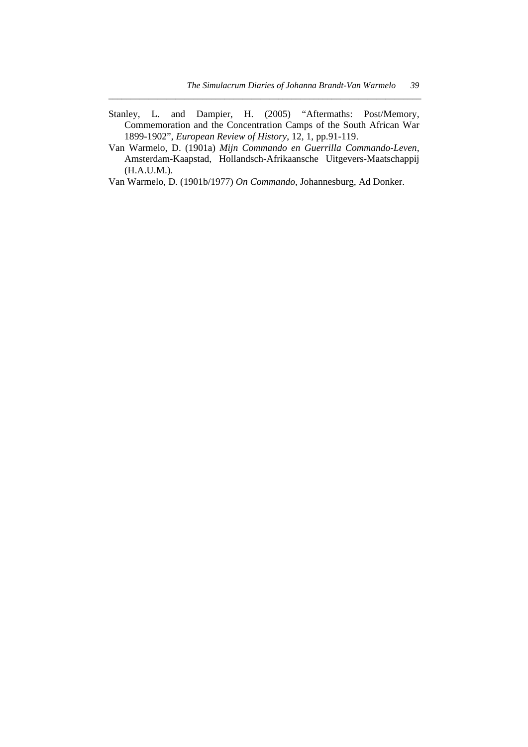Stanley, L. and Dampier, H. (2005) "Aftermaths: Post/Memory, Commemoration and the Concentration Camps of the South African War 1899-1902", *European Review of History*, 12, 1, pp.91-119.

Van Warmelo, D. (1901a) *Mijn Commando en Guerrilla Commando-Leven*, Amsterdam-Kaapstad, Hollandsch-Afrikaansche Uitgevers-Maatschappij (H.A.U.M.).

Van Warmelo, D. (1901b/1977) *On Commando*, Johannesburg, Ad Donker.